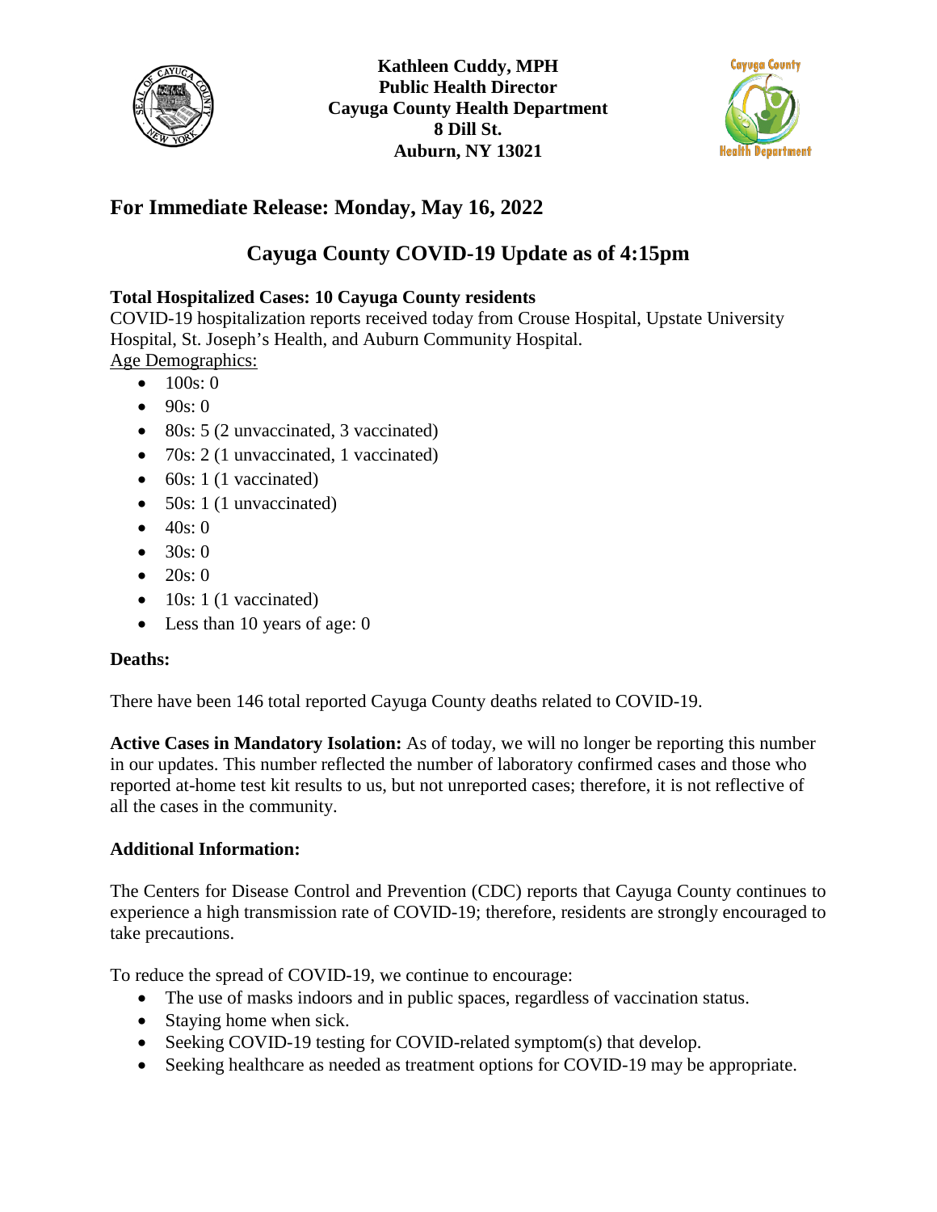**Kathleen Cuddy, MPH**
**Public Health Director**
**Cayuga County Health Department**
**8 Dill St.**
**Auburn, NY 13021**

## For Immediate Release: Monday, May 16, 2022

## Cayuga County COVID-19 Update as of 4:15pm

**Total Hospitalized Cases: 10 Cayuga County residents**
COVID-19 hospitalization reports received today from Crouse Hospital, Upstate University Hospital, St. Joseph's Health, and Auburn Community Hospital.
Age Demographics:

- 100s: 0
- 90s: 0
- 80s: 5 (2 unvaccinated, 3 vaccinated)
- 70s: 2 (1 unvaccinated, 1 vaccinated)
- 60s: 1 (1 vaccinated)
- 50s: 1 (1 unvaccinated)
- 40s: 0
- 30s: 0
- 20s: 0
- 10s: 1 (1 vaccinated)
- Less than 10 years of age: 0

**Deaths:**

There have been 146 total reported Cayuga County deaths related to COVID-19.

**Active Cases in Mandatory Isolation:** As of today, we will no longer be reporting this number in our updates. This number reflected the number of laboratory confirmed cases and those who reported at-home test kit results to us, but not unreported cases; therefore, it is not reflective of all the cases in the community.

**Additional Information:**

The Centers for Disease Control and Prevention (CDC) reports that Cayuga County continues to experience a high transmission rate of COVID-19; therefore, residents are strongly encouraged to take precautions.

To reduce the spread of COVID-19, we continue to encourage:

- The use of masks indoors and in public spaces, regardless of vaccination status.
- Staying home when sick.
- Seeking COVID-19 testing for COVID-related symptom(s) that develop.
- Seeking healthcare as needed as treatment options for COVID-19 may be appropriate.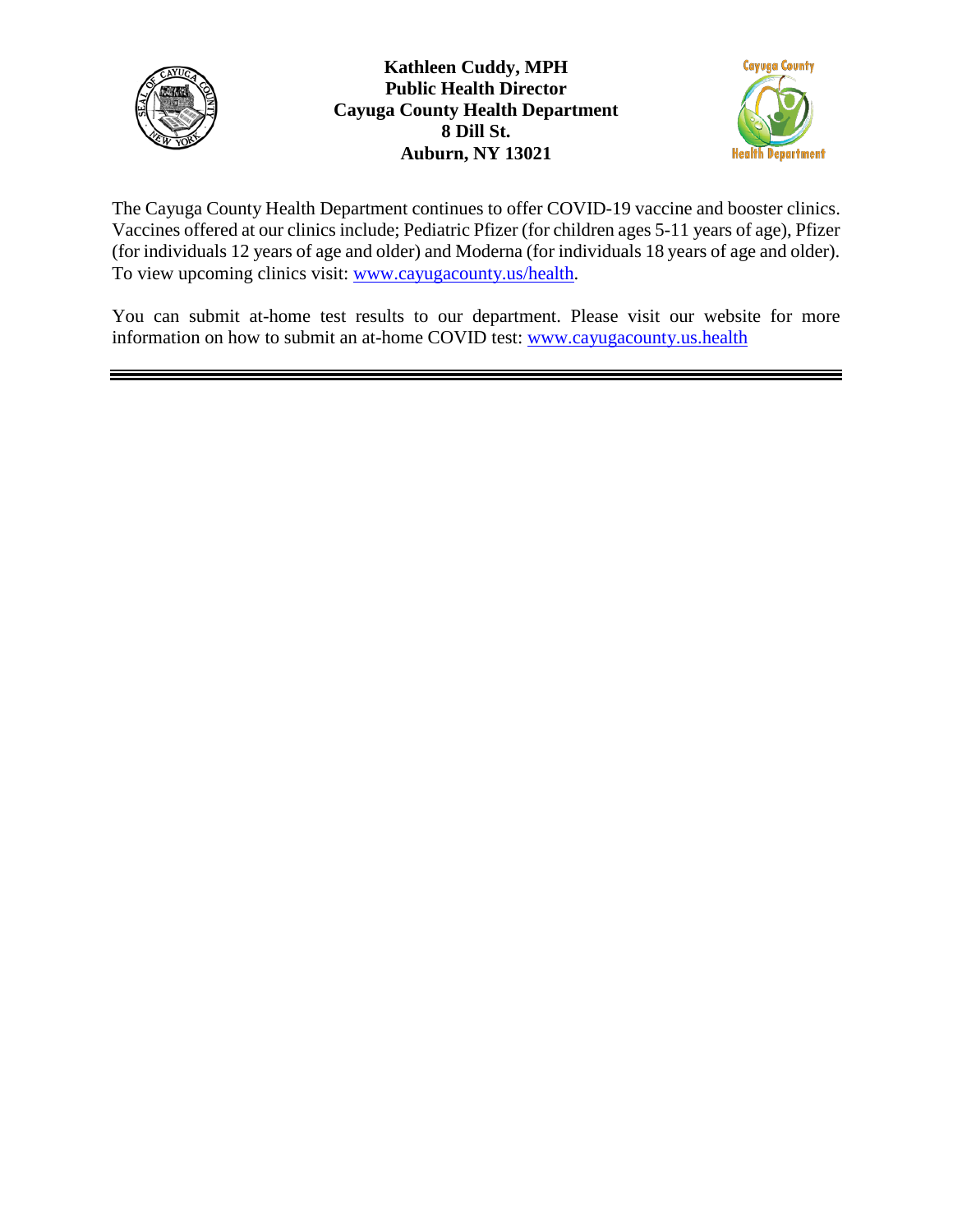**Kathleen Cuddy, MPH**
**Public Health Director**
**Cayuga County Health Department**
**8 Dill St.**
**Auburn, NY 13021**

The Cayuga County Health Department continues to offer COVID-19 vaccine and booster clinics. Vaccines offered at our clinics include; Pediatric Pfizer (for children ages 5-11 years of age), Pfizer (for individuals 12 years of age and older) and Moderna (for individuals 18 years of age and older). To view upcoming clinics visit: [www.cayugacounty.us/health](www.cayugacounty.us/health).

You can submit at-home test results to our department. Please visit our website for more information on how to submit an at-home COVID test: [www.cayugacounty.us.health](www.cayugacounty.us.health)

---